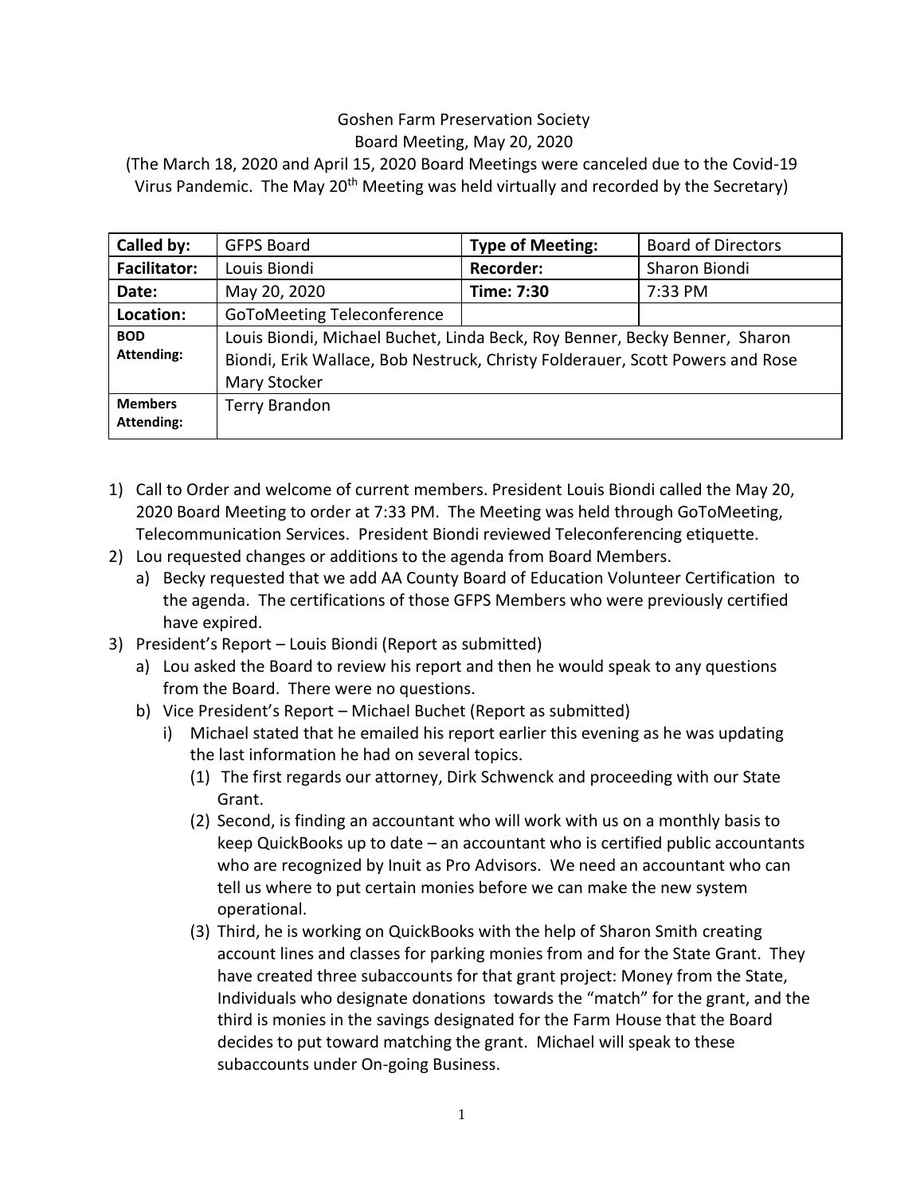Goshen Farm Preservation Society

Board Meeting, May 20, 2020

(The March 18, 2020 and April 15, 2020 Board Meetings were canceled due to the Covid-19 Virus Pandemic. The May 20th Meeting was held virtually and recorded by the Secretary)

| **Called by:** | GFPS Board | **Type of Meeting:** | Board of Directors |
|---|---|---|---|
| **Facilitator:** | Louis Biondi | **Recorder:** | Sharon Biondi |
| **Date:** | May 20, 2020 | **Time: 7:30** | 7:33 PM |
| **Location:** | GoToMeeting Teleconference | | |
| **BOD Attending:** | Louis Biondi, Michael Buchet, Linda Beck, Roy Benner, Becky Benner, Sharon Biondi, Erik Wallace, Bob Nestruck, Christy Folderauer, Scott Powers and Rose Mary Stocker | | |
| **Members Attending:** | Terry Brandon | | |

1) Call to Order and welcome of current members. President Louis Biondi called the May 20, 2020 Board Meeting to order at 7:33 PM. The Meeting was held through GoToMeeting, Telecommunication Services. President Biondi reviewed Teleconferencing etiquette.
2) Lou requested changes or additions to the agenda from Board Members.
   a) Becky requested that we add AA County Board of Education Volunteer Certification to the agenda. The certifications of those GFPS Members who were previously certified have expired.
3) President's Report – Louis Biondi (Report as submitted)
   a) Lou asked the Board to review his report and then he would speak to any questions from the Board. There were no questions.
   b) Vice President's Report – Michael Buchet (Report as submitted)
      i) Michael stated that he emailed his report earlier this evening as he was updating the last information he had on several topics.
         (1) The first regards our attorney, Dirk Schwenck and proceeding with our State Grant.
         (2) Second, is finding an accountant who will work with us on a monthly basis to keep QuickBooks up to date – an accountant who is certified public accountants who are recognized by Inuit as Pro Advisors. We need an accountant who can tell us where to put certain monies before we can make the new system operational.
         (3) Third, he is working on QuickBooks with the help of Sharon Smith creating account lines and classes for parking monies from and for the State Grant. They have created three subaccounts for that grant project: Money from the State, Individuals who designate donations towards the "match" for the grant, and the third is monies in the savings designated for the Farm House that the Board decides to put toward matching the grant. Michael will speak to these subaccounts under On-going Business.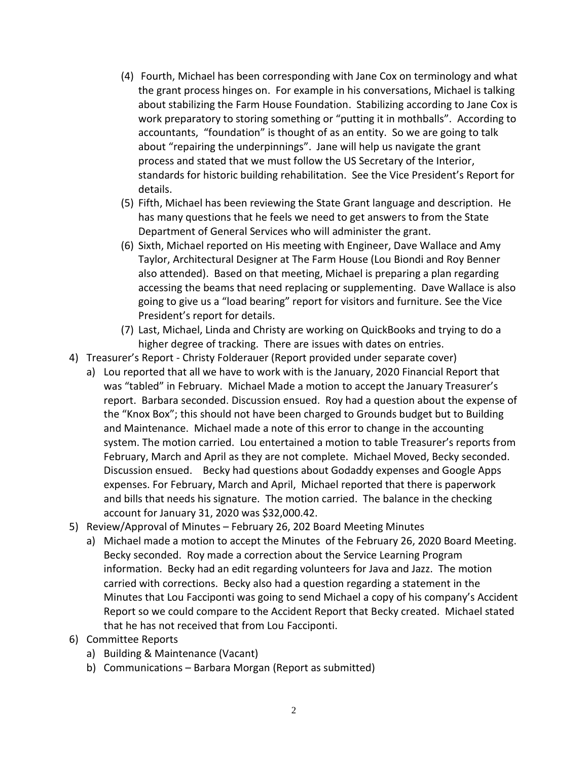(4) Fourth, Michael has been corresponding with Jane Cox on terminology and what the grant process hinges on. For example in his conversations, Michael is talking about stabilizing the Farm House Foundation. Stabilizing according to Jane Cox is work preparatory to storing something or "putting it in mothballs". According to accountants, "foundation" is thought of as an entity. So we are going to talk about "repairing the underpinnings". Jane will help us navigate the grant process and stated that we must follow the US Secretary of the Interior, standards for historic building rehabilitation. See the Vice President's Report for details.

(5) Fifth, Michael has been reviewing the State Grant language and description. He has many questions that he feels we need to get answers to from the State Department of General Services who will administer the grant.

(6) Sixth, Michael reported on His meeting with Engineer, Dave Wallace and Amy Taylor, Architectural Designer at The Farm House (Lou Biondi and Roy Benner also attended). Based on that meeting, Michael is preparing a plan regarding accessing the beams that need replacing or supplementing. Dave Wallace is also going to give us a "load bearing" report for visitors and furniture. See the Vice President's report for details.

(7) Last, Michael, Linda and Christy are working on QuickBooks and trying to do a higher degree of tracking. There are issues with dates on entries.

4) Treasurer's Report - Christy Folderauer (Report provided under separate cover)
   a) Lou reported that all we have to work with is the January, 2020 Financial Report that was "tabled" in February. Michael Made a motion to accept the January Treasurer's report. Barbara seconded. Discussion ensued. Roy had a question about the expense of the "Knox Box"; this should not have been charged to Grounds budget but to Building and Maintenance. Michael made a note of this error to change in the accounting system. The motion carried. Lou entertained a motion to table Treasurer's reports from February, March and April as they are not complete. Michael Moved, Becky seconded. Discussion ensued. Becky had questions about Godaddy expenses and Google Apps expenses. For February, March and April, Michael reported that there is paperwork and bills that needs his signature. The motion carried. The balance in the checking account for January 31, 2020 was $32,000.42.

5) Review/Approval of Minutes – February 26, 202 Board Meeting Minutes
   a) Michael made a motion to accept the Minutes of the February 26, 2020 Board Meeting. Becky seconded. Roy made a correction about the Service Learning Program information. Becky had an edit regarding volunteers for Java and Jazz. The motion carried with corrections. Becky also had a question regarding a statement in the Minutes that Lou Facciponti was going to send Michael a copy of his company's Accident Report so we could compare to the Accident Report that Becky created. Michael stated that he has not received that from Lou Facciponti.

6) Committee Reports
   a) Building & Maintenance (Vacant)
   b) Communications – Barbara Morgan (Report as submitted)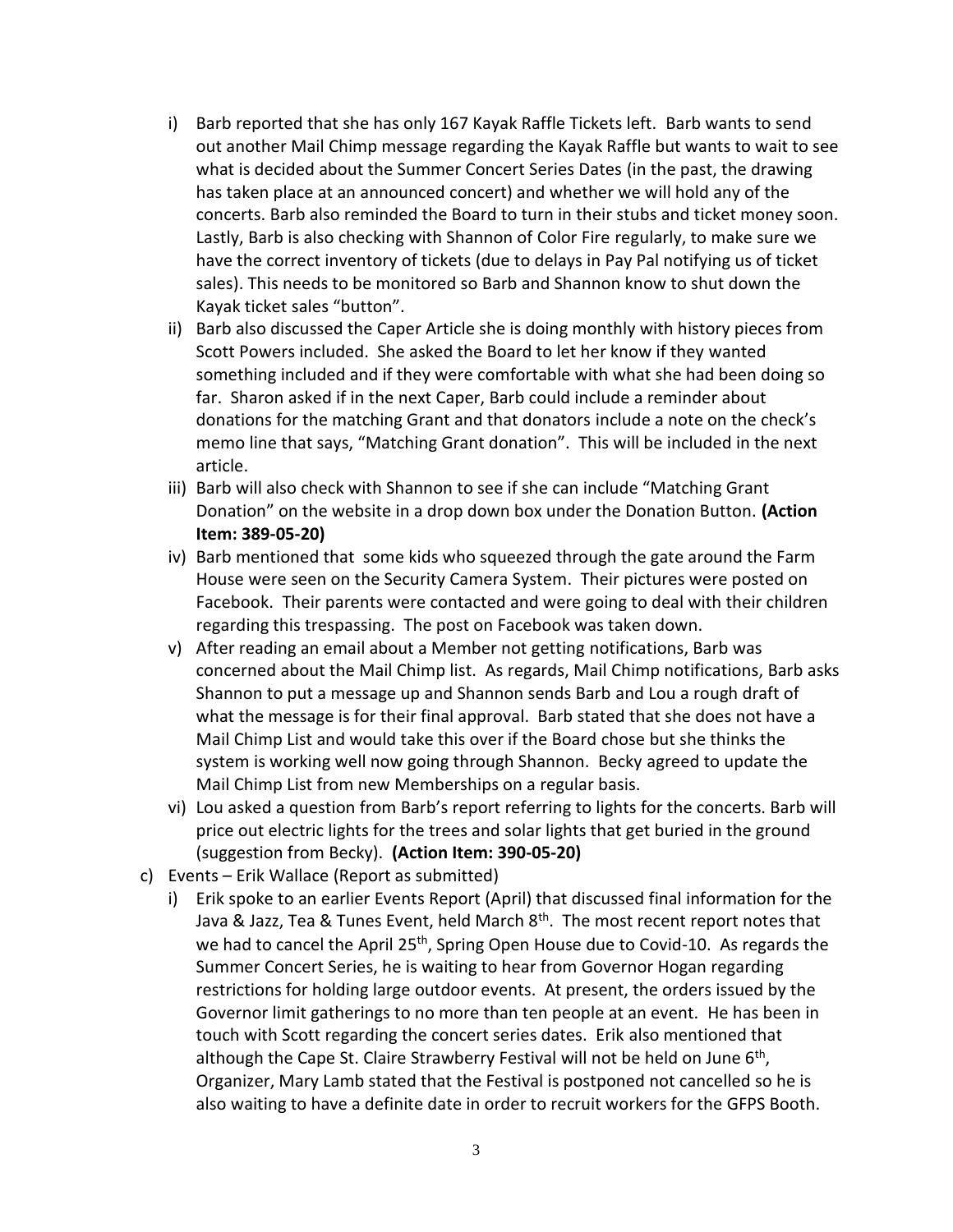i) Barb reported that she has only 167 Kayak Raffle Tickets left. Barb wants to send out another Mail Chimp message regarding the Kayak Raffle but wants to wait to see what is decided about the Summer Concert Series Dates (in the past, the drawing has taken place at an announced concert) and whether we will hold any of the concerts. Barb also reminded the Board to turn in their stubs and ticket money soon. Lastly, Barb is also checking with Shannon of Color Fire regularly, to make sure we have the correct inventory of tickets (due to delays in Pay Pal notifying us of ticket sales). This needs to be monitored so Barb and Shannon know to shut down the Kayak ticket sales "button".

ii) Barb also discussed the Caper Article she is doing monthly with history pieces from Scott Powers included. She asked the Board to let her know if they wanted something included and if they were comfortable with what she had been doing so far. Sharon asked if in the next Caper, Barb could include a reminder about donations for the matching Grant and that donators include a note on the check's memo line that says, "Matching Grant donation". This will be included in the next article.

iii) Barb will also check with Shannon to see if she can include "Matching Grant Donation" on the website in a drop down box under the Donation Button. **(Action Item: 389-05-20)**

iv) Barb mentioned that some kids who squeezed through the gate around the Farm House were seen on the Security Camera System. Their pictures were posted on Facebook. Their parents were contacted and were going to deal with their children regarding this trespassing. The post on Facebook was taken down.

v) After reading an email about a Member not getting notifications, Barb was concerned about the Mail Chimp list. As regards, Mail Chimp notifications, Barb asks Shannon to put a message up and Shannon sends Barb and Lou a rough draft of what the message is for their final approval. Barb stated that she does not have a Mail Chimp List and would take this over if the Board chose but she thinks the system is working well now going through Shannon. Becky agreed to update the Mail Chimp List from new Memberships on a regular basis.

vi) Lou asked a question from Barb's report referring to lights for the concerts. Barb will price out electric lights for the trees and solar lights that get buried in the ground (suggestion from Becky). **(Action Item: 390-05-20)**

c) Events – Erik Wallace (Report as submitted)

i) Erik spoke to an earlier Events Report (April) that discussed final information for the Java & Jazz, Tea & Tunes Event, held March 8th. The most recent report notes that we had to cancel the April 25th, Spring Open House due to Covid-10. As regards the Summer Concert Series, he is waiting to hear from Governor Hogan regarding restrictions for holding large outdoor events. At present, the orders issued by the Governor limit gatherings to no more than ten people at an event. He has been in touch with Scott regarding the concert series dates. Erik also mentioned that although the Cape St. Claire Strawberry Festival will not be held on June 6th, Organizer, Mary Lamb stated that the Festival is postponed not cancelled so he is also waiting to have a definite date in order to recruit workers for the GFPS Booth.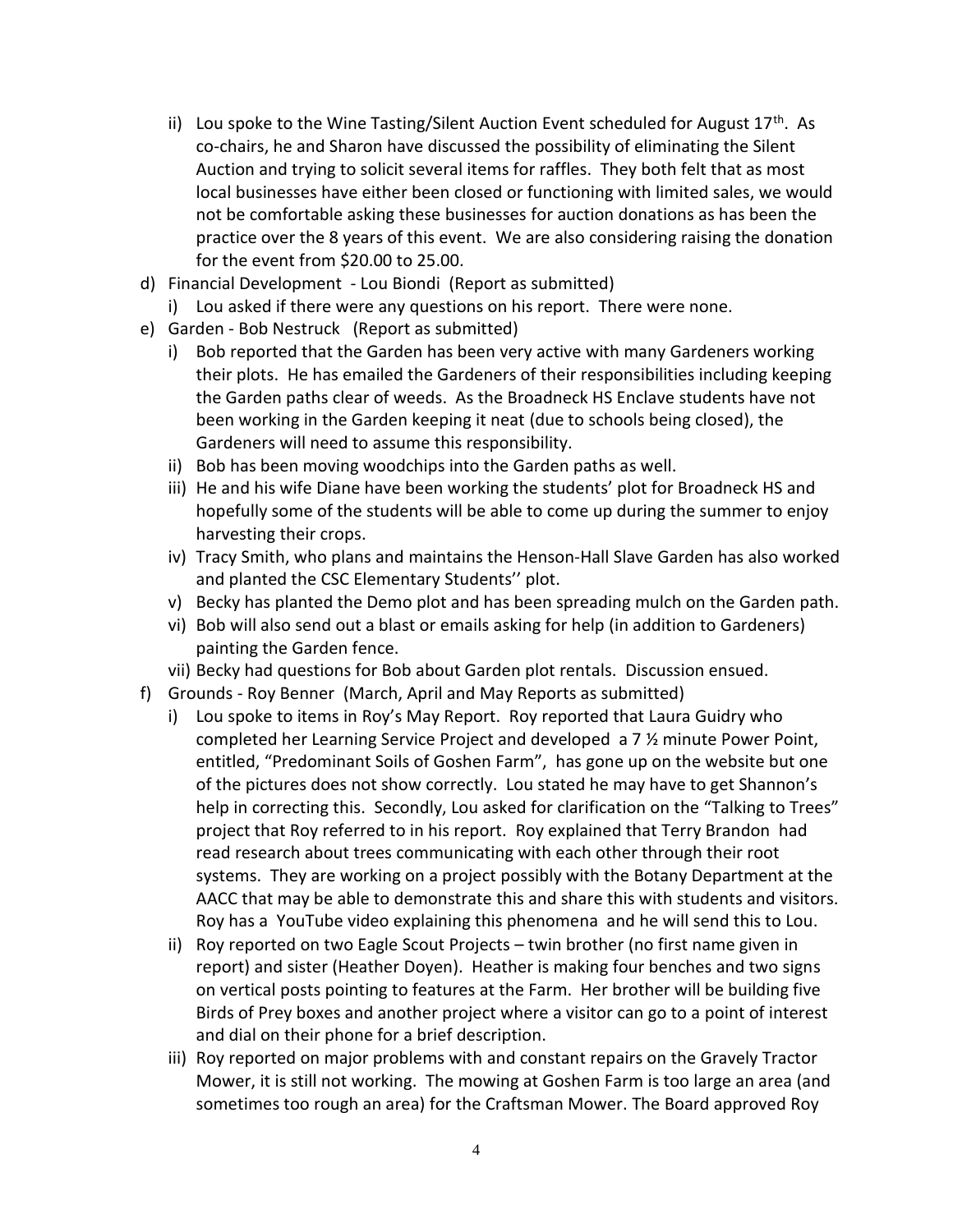- ii) Lou spoke to the Wine Tasting/Silent Auction Event scheduled for August 17th. As co-chairs, he and Sharon have discussed the possibility of eliminating the Silent Auction and trying to solicit several items for raffles. They both felt that as most local businesses have either been closed or functioning with limited sales, we would not be comfortable asking these businesses for auction donations as has been the practice over the 8 years of this event. We are also considering raising the donation for the event from $20.00 to 25.00.
- d) Financial Development - Lou Biondi (Report as submitted)
   - i) Lou asked if there were any questions on his report. There were none.
- e) Garden - Bob Nestruck (Report as submitted)
   - i) Bob reported that the Garden has been very active with many Gardeners working their plots. He has emailed the Gardeners of their responsibilities including keeping the Garden paths clear of weeds. As the Broadneck HS Enclave students have not been working in the Garden keeping it neat (due to schools being closed), the Gardeners will need to assume this responsibility.
   - ii) Bob has been moving woodchips into the Garden paths as well.
   - iii) He and his wife Diane have been working the students' plot for Broadneck HS and hopefully some of the students will be able to come up during the summer to enjoy harvesting their crops.
   - iv) Tracy Smith, who plans and maintains the Henson-Hall Slave Garden has also worked and planted the CSC Elementary Students'' plot.
   - v) Becky has planted the Demo plot and has been spreading mulch on the Garden path.
   - vi) Bob will also send out a blast or emails asking for help (in addition to Gardeners) painting the Garden fence.
   - vii) Becky had questions for Bob about Garden plot rentals. Discussion ensued.
- f) Grounds - Roy Benner (March, April and May Reports as submitted)
   - i) Lou spoke to items in Roy's May Report. Roy reported that Laura Guidry who completed her Learning Service Project and developed a 7 ½ minute Power Point, entitled, "Predominant Soils of Goshen Farm", has gone up on the website but one of the pictures does not show correctly. Lou stated he may have to get Shannon's help in correcting this. Secondly, Lou asked for clarification on the "Talking to Trees" project that Roy referred to in his report. Roy explained that Terry Brandon had read research about trees communicating with each other through their root systems. They are working on a project possibly with the Botany Department at the AACC that may be able to demonstrate this and share this with students and visitors. Roy has a YouTube video explaining this phenomena and he will send this to Lou.
   - ii) Roy reported on two Eagle Scout Projects – twin brother (no first name given in report) and sister (Heather Doyen). Heather is making four benches and two signs on vertical posts pointing to features at the Farm. Her brother will be building five Birds of Prey boxes and another project where a visitor can go to a point of interest and dial on their phone for a brief description.
   - iii) Roy reported on major problems with and constant repairs on the Gravely Tractor Mower, it is still not working. The mowing at Goshen Farm is too large an area (and sometimes too rough an area) for the Craftsman Mower. The Board approved Roy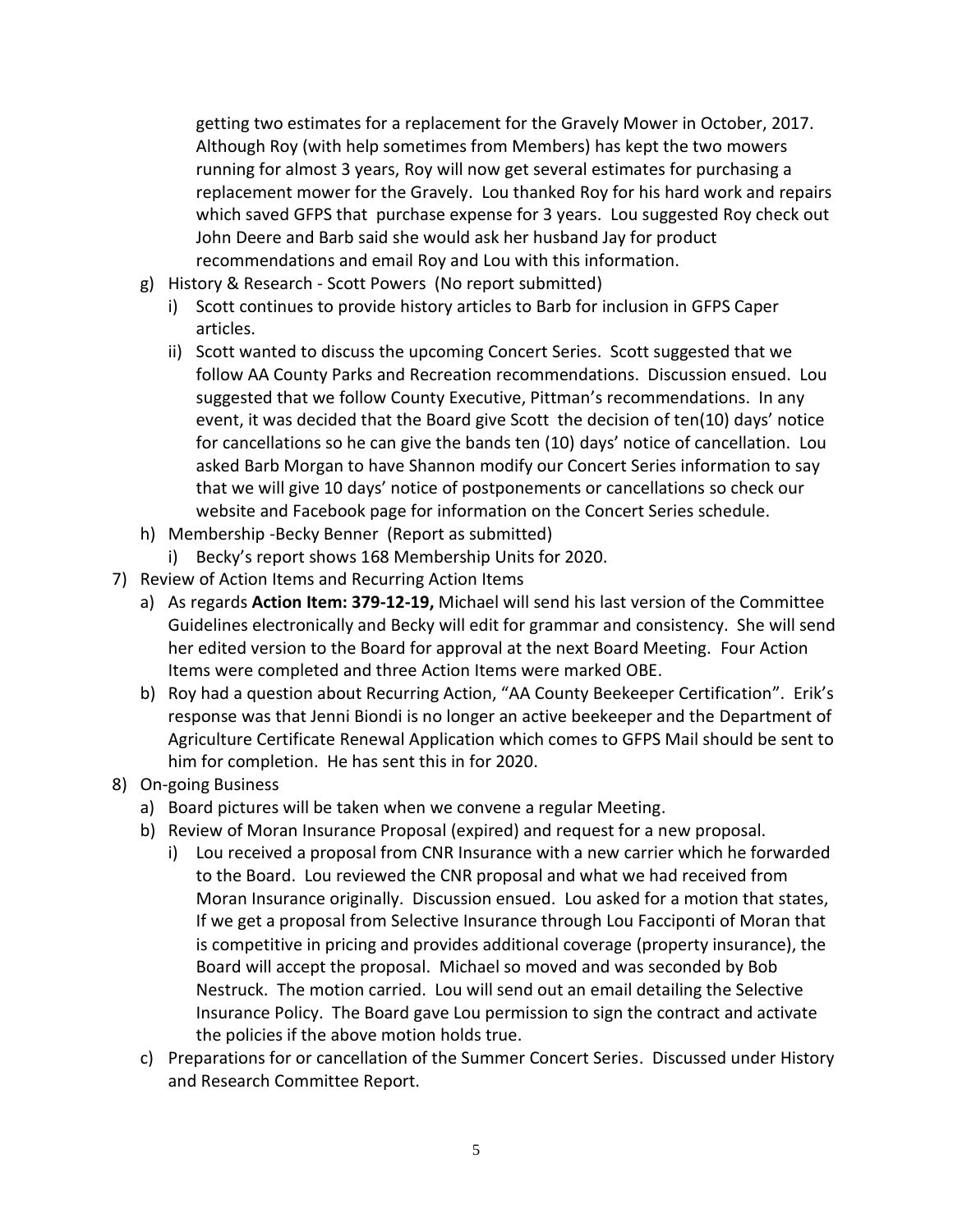getting two estimates for a replacement for the Gravely Mower in October, 2017. Although Roy (with help sometimes from Members) has kept the two mowers running for almost 3 years, Roy will now get several estimates for purchasing a replacement mower for the Gravely. Lou thanked Roy for his hard work and repairs which saved GFPS that purchase expense for 3 years. Lou suggested Roy check out John Deere and Barb said she would ask her husband Jay for product recommendations and email Roy and Lou with this information.

g) History & Research - Scott Powers (No report submitted)
   i) Scott continues to provide history articles to Barb for inclusion in GFPS Caper articles.
   ii) Scott wanted to discuss the upcoming Concert Series. Scott suggested that we follow AA County Parks and Recreation recommendations. Discussion ensued. Lou suggested that we follow County Executive, Pittman's recommendations. In any event, it was decided that the Board give Scott the decision of ten(10) days' notice for cancellations so he can give the bands ten (10) days' notice of cancellation. Lou asked Barb Morgan to have Shannon modify our Concert Series information to say that we will give 10 days' notice of postponements or cancellations so check our website and Facebook page for information on the Concert Series schedule.
h) Membership -Becky Benner (Report as submitted)
   i) Becky's report shows 168 Membership Units for 2020.

7) Review of Action Items and Recurring Action Items
   a) As regards **Action Item: 379-12-19,** Michael will send his last version of the Committee Guidelines electronically and Becky will edit for grammar and consistency. She will send her edited version to the Board for approval at the next Board Meeting. Four Action Items were completed and three Action Items were marked OBE.
   b) Roy had a question about Recurring Action, "AA County Beekeeper Certification". Erik's response was that Jenni Biondi is no longer an active beekeeper and the Department of Agriculture Certificate Renewal Application which comes to GFPS Mail should be sent to him for completion. He has sent this in for 2020.

8) On-going Business
   a) Board pictures will be taken when we convene a regular Meeting.
   b) Review of Moran Insurance Proposal (expired) and request for a new proposal.
      i) Lou received a proposal from CNR Insurance with a new carrier which he forwarded to the Board. Lou reviewed the CNR proposal and what we had received from Moran Insurance originally. Discussion ensued. Lou asked for a motion that states, If we get a proposal from Selective Insurance through Lou Facciponti of Moran that is competitive in pricing and provides additional coverage (property insurance), the Board will accept the proposal. Michael so moved and was seconded by Bob Nestruck. The motion carried. Lou will send out an email detailing the Selective Insurance Policy. The Board gave Lou permission to sign the contract and activate the policies if the above motion holds true.
   c) Preparations for or cancellation of the Summer Concert Series. Discussed under History and Research Committee Report.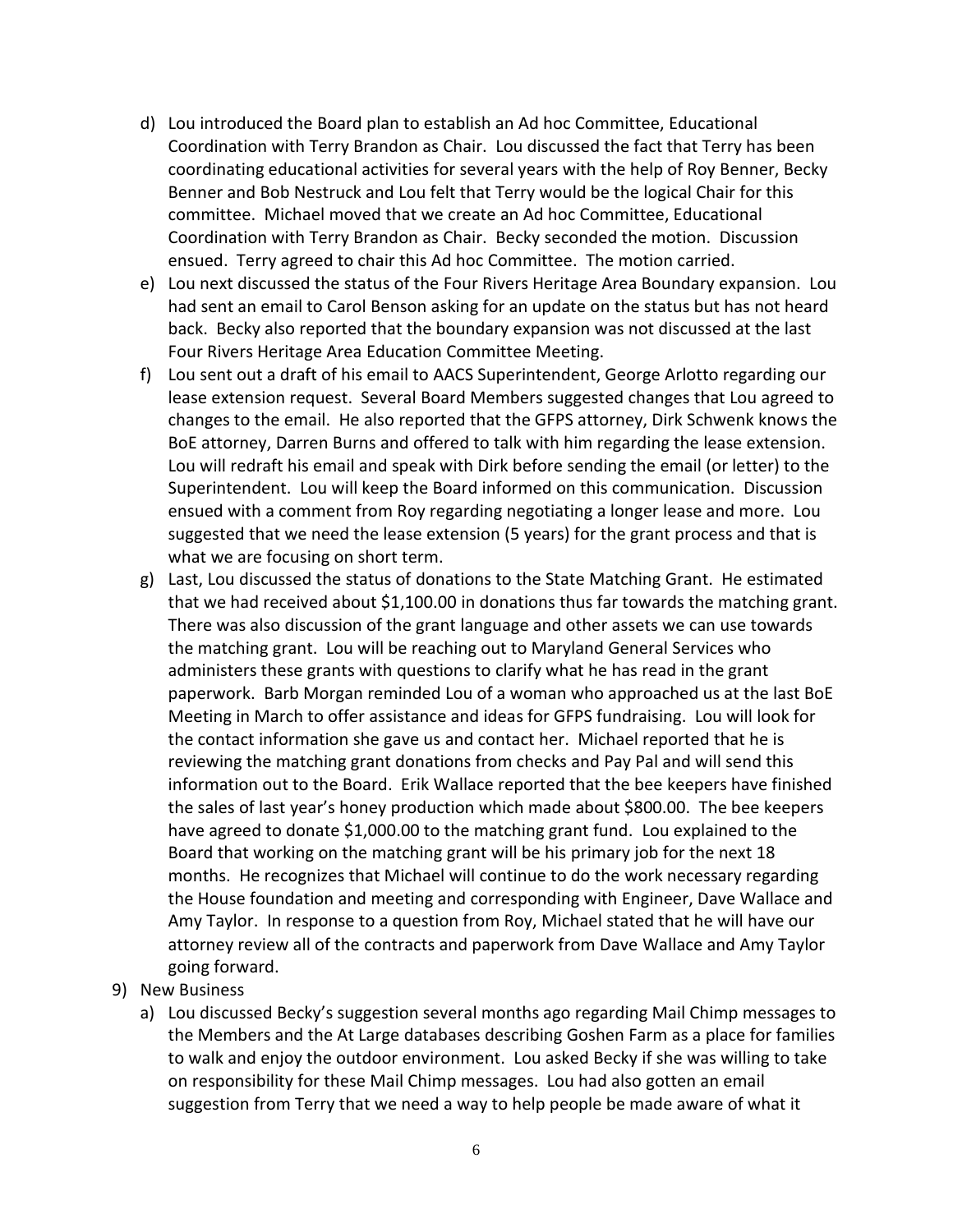d) Lou introduced the Board plan to establish an Ad hoc Committee, Educational Coordination with Terry Brandon as Chair. Lou discussed the fact that Terry has been coordinating educational activities for several years with the help of Roy Benner, Becky Benner and Bob Nestruck and Lou felt that Terry would be the logical Chair for this committee. Michael moved that we create an Ad hoc Committee, Educational Coordination with Terry Brandon as Chair. Becky seconded the motion. Discussion ensued. Terry agreed to chair this Ad hoc Committee. The motion carried.

e) Lou next discussed the status of the Four Rivers Heritage Area Boundary expansion. Lou had sent an email to Carol Benson asking for an update on the status but has not heard back. Becky also reported that the boundary expansion was not discussed at the last Four Rivers Heritage Area Education Committee Meeting.

f) Lou sent out a draft of his email to AACS Superintendent, George Arlotto regarding our lease extension request. Several Board Members suggested changes that Lou agreed to changes to the email. He also reported that the GFPS attorney, Dirk Schwenk knows the BoE attorney, Darren Burns and offered to talk with him regarding the lease extension. Lou will redraft his email and speak with Dirk before sending the email (or letter) to the Superintendent. Lou will keep the Board informed on this communication. Discussion ensued with a comment from Roy regarding negotiating a longer lease and more. Lou suggested that we need the lease extension (5 years) for the grant process and that is what we are focusing on short term.

g) Last, Lou discussed the status of donations to the State Matching Grant. He estimated that we had received about $1,100.00 in donations thus far towards the matching grant. There was also discussion of the grant language and other assets we can use towards the matching grant. Lou will be reaching out to Maryland General Services who administers these grants with questions to clarify what he has read in the grant paperwork. Barb Morgan reminded Lou of a woman who approached us at the last BoE Meeting in March to offer assistance and ideas for GFPS fundraising. Lou will look for the contact information she gave us and contact her. Michael reported that he is reviewing the matching grant donations from checks and Pay Pal and will send this information out to the Board. Erik Wallace reported that the bee keepers have finished the sales of last year's honey production which made about $800.00. The bee keepers have agreed to donate $1,000.00 to the matching grant fund. Lou explained to the Board that working on the matching grant will be his primary job for the next 18 months. He recognizes that Michael will continue to do the work necessary regarding the House foundation and meeting and corresponding with Engineer, Dave Wallace and Amy Taylor. In response to a question from Roy, Michael stated that he will have our attorney review all of the contracts and paperwork from Dave Wallace and Amy Taylor going forward.

9) New Business

a) Lou discussed Becky's suggestion several months ago regarding Mail Chimp messages to the Members and the At Large databases describing Goshen Farm as a place for families to walk and enjoy the outdoor environment. Lou asked Becky if she was willing to take on responsibility for these Mail Chimp messages. Lou had also gotten an email suggestion from Terry that we need a way to help people be made aware of what it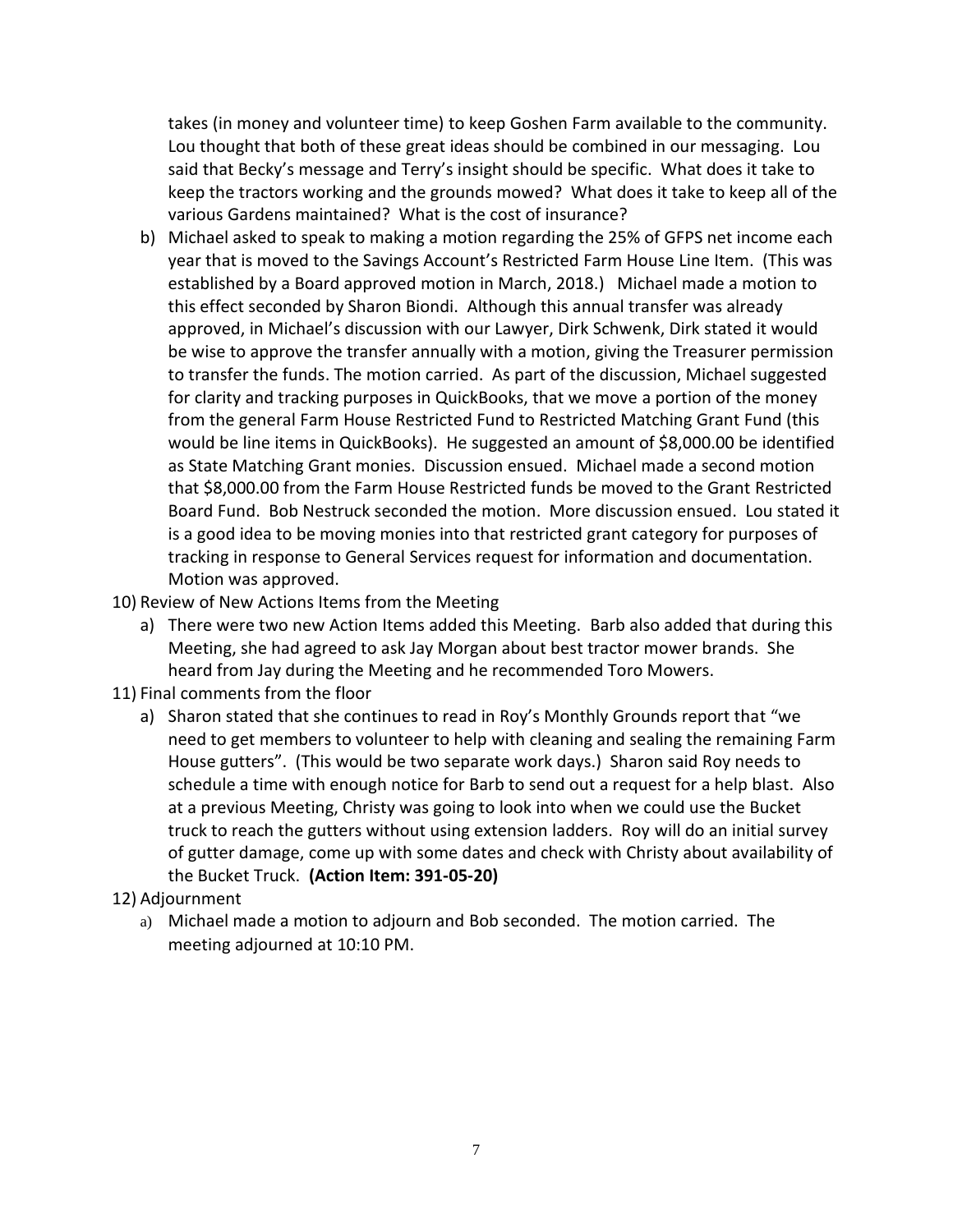takes (in money and volunteer time) to keep Goshen Farm available to the community. Lou thought that both of these great ideas should be combined in our messaging. Lou said that Becky's message and Terry's insight should be specific. What does it take to keep the tractors working and the grounds mowed? What does it take to keep all of the various Gardens maintained? What is the cost of insurance?

b) Michael asked to speak to making a motion regarding the 25% of GFPS net income each year that is moved to the Savings Account's Restricted Farm House Line Item. (This was established by a Board approved motion in March, 2018.) Michael made a motion to this effect seconded by Sharon Biondi. Although this annual transfer was already approved, in Michael's discussion with our Lawyer, Dirk Schwenk, Dirk stated it would be wise to approve the transfer annually with a motion, giving the Treasurer permission to transfer the funds. The motion carried. As part of the discussion, Michael suggested for clarity and tracking purposes in QuickBooks, that we move a portion of the money from the general Farm House Restricted Fund to Restricted Matching Grant Fund (this would be line items in QuickBooks). He suggested an amount of $8,000.00 be identified as State Matching Grant monies. Discussion ensued. Michael made a second motion that $8,000.00 from the Farm House Restricted funds be moved to the Grant Restricted Board Fund. Bob Nestruck seconded the motion. More discussion ensued. Lou stated it is a good idea to be moving monies into that restricted grant category for purposes of tracking in response to General Services request for information and documentation. Motion was approved.

10) Review of New Actions Items from the Meeting

   a) There were two new Action Items added this Meeting. Barb also added that during this Meeting, she had agreed to ask Jay Morgan about best tractor mower brands. She heard from Jay during the Meeting and he recommended Toro Mowers.

11) Final comments from the floor

   a) Sharon stated that she continues to read in Roy's Monthly Grounds report that "we need to get members to volunteer to help with cleaning and sealing the remaining Farm House gutters". (This would be two separate work days.) Sharon said Roy needs to schedule a time with enough notice for Barb to send out a request for a help blast. Also at a previous Meeting, Christy was going to look into when we could use the Bucket truck to reach the gutters without using extension ladders. Roy will do an initial survey of gutter damage, come up with some dates and check with Christy about availability of the Bucket Truck. **(Action Item: 391-05-20)**

12) Adjournment

   a) Michael made a motion to adjourn and Bob seconded. The motion carried. The meeting adjourned at 10:10 PM.